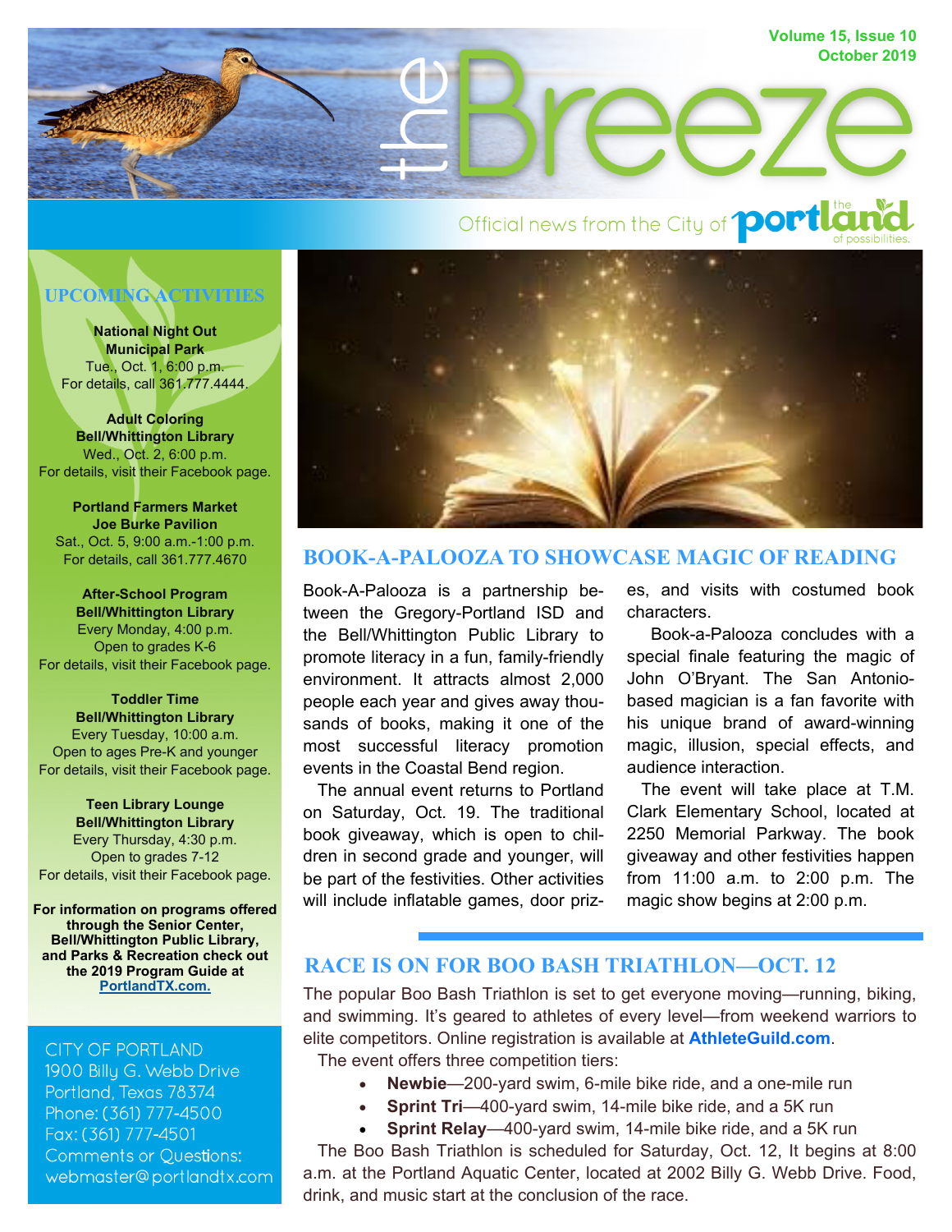# the Breeze

Volume 15, Issue 10
October 2019

Official news from the City of portland — the portland of possibilities.

## UPCOMING ACTIVITIES

**National Night Out**
**Municipal Park**
Tue., Oct. 1, 6:00 p.m.
For details, call 361.777.4444.

**Adult Coloring**
**Bell/Whittington Library**
Wed., Oct. 2, 6:00 p.m.
For details, visit their Facebook page.

**Portland Farmers Market**
**Joe Burke Pavilion**
Sat., Oct. 5, 9:00 a.m.-1:00 p.m.
For details, call 361.777.4670

**After-School Program**
**Bell/Whittington Library**
Every Monday, 4:00 p.m.
Open to grades K-6
For details, visit their Facebook page.

**Toddler Time**
**Bell/Whittington Library**
Every Tuesday, 10:00 a.m.
Open to ages Pre-K and younger
For details, visit their Facebook page.

**Teen Library Lounge**
**Bell/Whittington Library**
Every Thursday, 4:30 p.m.
Open to grades 7-12
For details, visit their Facebook page.

**For information on programs offered through the Senior Center, Bell/Whittington Public Library, and Parks & Recreation check out the 2019 Program Guide at PortlandTX.com.**

CITY OF PORTLAND
1900 Billy G. Webb Drive
Portland, Texas 78374
Phone: (361) 777-4500
Fax: (361) 777-4501
Comments or Questions:
webmaster@portlandtx.com

## BOOK-A-PALOOZA TO SHOWCASE MAGIC OF READING

Book-A-Palooza is a partnership between the Gregory-Portland ISD and the Bell/Whittington Public Library to promote literacy in a fun, family-friendly environment. It attracts almost 2,000 people each year and gives away thousands of books, making it one of the most successful literacy promotion events in the Coastal Bend region.

The annual event returns to Portland on Saturday, Oct. 19. The traditional book giveaway, which is open to children in second grade and younger, will be part of the festivities. Other activities will include inflatable games, door prizes, and visits with costumed book characters.

Book-a-Palooza concludes with a special finale featuring the magic of John O'Bryant. The San Antonio-based magician is a fan favorite with his unique brand of award-winning magic, illusion, special effects, and audience interaction.

The event will take place at T.M. Clark Elementary School, located at 2250 Memorial Parkway. The book giveaway and other festivities happen from 11:00 a.m. to 2:00 p.m. The magic show begins at 2:00 p.m.

## RACE IS ON FOR BOO BASH TRIATHLON—OCT. 12

The popular Boo Bash Triathlon is set to get everyone moving—running, biking, and swimming. It's geared to athletes of every level—from weekend warriors to elite competitors. Online registration is available at **AthleteGuild.com**.

The event offers three competition tiers:

- **Newbie**—200-yard swim, 6-mile bike ride, and a one-mile run
- **Sprint Tri**—400-yard swim, 14-mile bike ride, and a 5K run
- **Sprint Relay**—400-yard swim, 14-mile bike ride, and a 5K run

The Boo Bash Triathlon is scheduled for Saturday, Oct. 12, It begins at 8:00 a.m. at the Portland Aquatic Center, located at 2002 Billy G. Webb Drive. Food, drink, and music start at the conclusion of the race.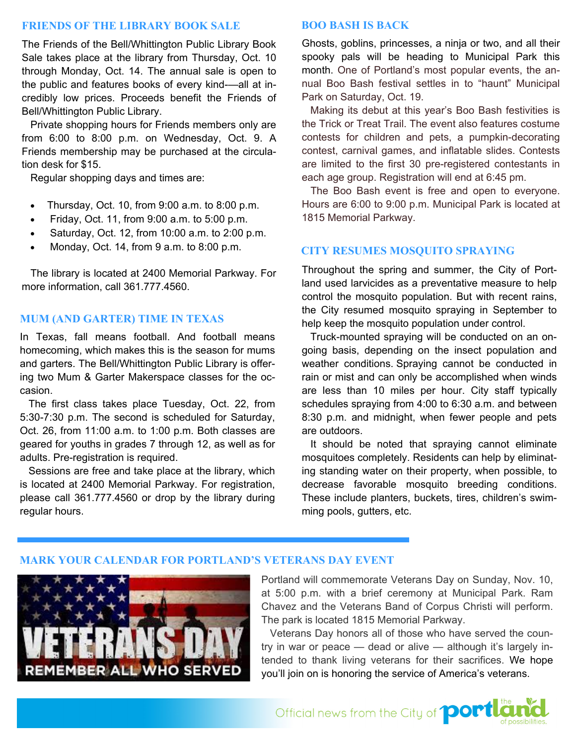## FRIENDS OF THE LIBRARY BOOK SALE

The Friends of the Bell/Whittington Public Library Book Sale takes place at the library from Thursday, Oct. 10 through Monday, Oct. 14. The annual sale is open to the public and features books of every kind-—all at incredibly low prices. Proceeds benefit the Friends of Bell/Whittington Public Library.

Private shopping hours for Friends members only are from 6:00 to 8:00 p.m. on Wednesday, Oct. 9. A Friends membership may be purchased at the circulation desk for $15.

Regular shopping days and times are:

- Thursday, Oct. 10, from 9:00 a.m. to 8:00 p.m.
- Friday, Oct. 11, from 9:00 a.m. to 5:00 p.m.
- Saturday, Oct. 12, from 10:00 a.m. to 2:00 p.m.
- Monday, Oct. 14, from 9 a.m. to 8:00 p.m.

The library is located at 2400 Memorial Parkway. For more information, call 361.777.4560.

## MUM (AND GARTER) TIME IN TEXAS

In Texas, fall means football. And football means homecoming, which makes this is the season for mums and garters. The Bell/Whittington Public Library is offering two Mum & Garter Makerspace classes for the occasion.

The first class takes place Tuesday, Oct. 22, from 5:30-7:30 p.m. The second is scheduled for Saturday, Oct. 26, from 11:00 a.m. to 1:00 p.m. Both classes are geared for youths in grades 7 through 12, as well as for adults. Pre-registration is required.

Sessions are free and take place at the library, which is located at 2400 Memorial Parkway. For registration, please call 361.777.4560 or drop by the library during regular hours.

## BOO BASH IS BACK

Ghosts, goblins, princesses, a ninja or two, and all their spooky pals will be heading to Municipal Park this month. One of Portland's most popular events, the annual Boo Bash festival settles in to "haunt" Municipal Park on Saturday, Oct. 19.

Making its debut at this year's Boo Bash festivities is the Trick or Treat Trail. The event also features costume contests for children and pets, a pumpkin-decorating contest, carnival games, and inflatable slides. Contests are limited to the first 30 pre-registered contestants in each age group. Registration will end at 6:45 pm.

The Boo Bash event is free and open to everyone. Hours are 6:00 to 9:00 p.m. Municipal Park is located at 1815 Memorial Parkway.

## CITY RESUMES MOSQUITO SPRAYING

Throughout the spring and summer, the City of Portland used larvicides as a preventative measure to help control the mosquito population. But with recent rains, the City resumed mosquito spraying in September to help keep the mosquito population under control.

Truck-mounted spraying will be conducted on an ongoing basis, depending on the insect population and weather conditions. Spraying cannot be conducted in rain or mist and can only be accomplished when winds are less than 10 miles per hour. City staff typically schedules spraying from 4:00 to 6:30 a.m. and between 8:30 p.m. and midnight, when fewer people and pets are outdoors.

It should be noted that spraying cannot eliminate mosquitoes completely. Residents can help by eliminating standing water on their property, when possible, to decrease favorable mosquito breeding conditions. These include planters, buckets, tires, children's swimming pools, gutters, etc.

## MARK YOUR CALENDAR FOR PORTLAND'S VETERANS DAY EVENT

VETERANS DAY
REMEMBER ALL WHO SERVED

Portland will commemorate Veterans Day on Sunday, Nov. 10, at 5:00 p.m. with a brief ceremony at Municipal Park. Ram Chavez and the Veterans Band of Corpus Christi will perform. The park is located 1815 Memorial Parkway.

Veterans Day honors all of those who have served the country in war or peace — dead or alive — although it's largely intended to thank living veterans for their sacrifices. We hope you'll join on is honoring the service of America's veterans.